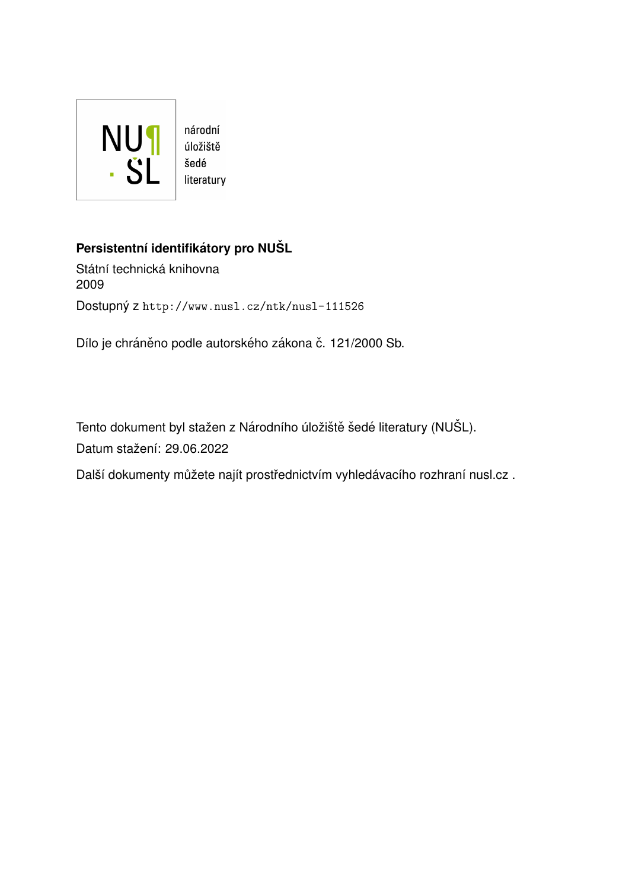národní úložiště šedé literatury

**Persistentní identifikátory pro NUŠL**

Státní technická knihovna
2009

Dostupný z http://www.nusl.cz/ntk/nusl-111526

Dílo je chráněno podle autorského zákona č. 121/2000 Sb.

Tento dokument byl stažen z Národního úložiště šedé literatury (NUŠL).

Datum stažení: 29.06.2022

Další dokumenty můžete najít prostřednictvím vyhledávacího rozhraní nusl.cz .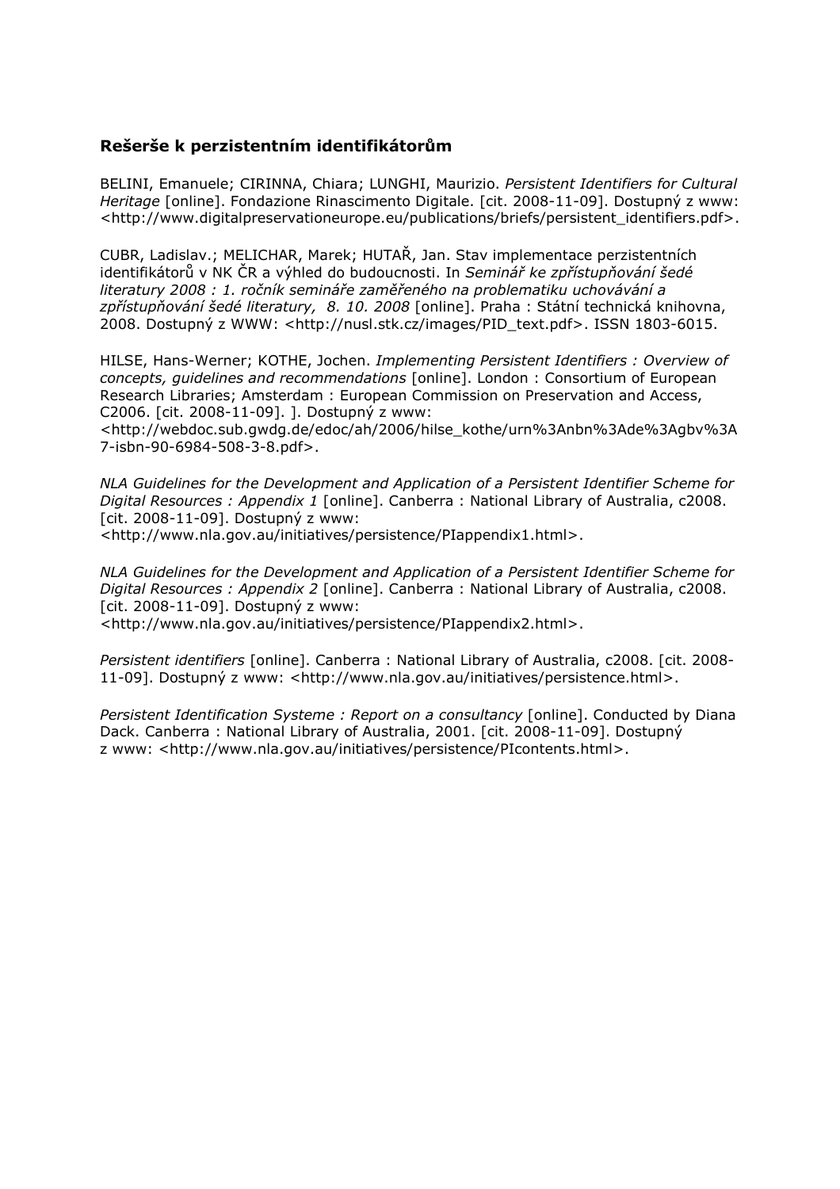### **Rešerše k perzistentním identifikátorům**

BELINI, Emanuele; CIRINNA, Chiara; LUNGHI, Maurizio. *Persistent Identifiers for Cultural Heritage* [online]. Fondazione Rinascimento Digitale. [cit. 2008-11-09]. Dostupný z www: <http://www.digitalpreservationeurope.eu/publications/briefs/persistent_identifiers.pdf>.

CUBR, Ladislav.; MELICHAR, Marek; HUTAŘ, Jan. Stav implementace perzistentních identifikátorů v NK ČR a výhled do budoucnosti. In *Seminář ke zpřístupňování šedé literatury 2008 : 1. ročník semináře zaměřeného na problematiku uchovávání a zpřístupňování šedé literatury, 8. 10. 2008* [online]. Praha : Státní technická knihovna, 2008. Dostupný z WWW: <http://nusl.stk.cz/images/PID_text.pdf>. ISSN 1803-6015.

HILSE, Hans-Werner; KOTHE, Jochen. *Implementing Persistent Identifiers : Overview of concepts, guidelines and recommendations* [online]. London : Consortium of European Research Libraries; Amsterdam : European Commission on Preservation and Access, C2006. [cit. 2008-11-09]. ]. Dostupný z www: <http://webdoc.sub.gwdg.de/edoc/ah/2006/hilse_kothe/urn%3Anbn%3Ade%3Agbv%3A7-isbn-90-6984-508-3-8.pdf>.

*NLA Guidelines for the Development and Application of a Persistent Identifier Scheme for Digital Resources : Appendix 1* [online]. Canberra : National Library of Australia, c2008. [cit. 2008-11-09]. Dostupný z www: <http://www.nla.gov.au/initiatives/persistence/PIappendix1.html>.

*NLA Guidelines for the Development and Application of a Persistent Identifier Scheme for Digital Resources : Appendix 2* [online]. Canberra : National Library of Australia, c2008. [cit. 2008-11-09]. Dostupný z www: <http://www.nla.gov.au/initiatives/persistence/PIappendix2.html>.

*Persistent identifiers* [online]. Canberra : National Library of Australia, c2008. [cit. 2008-11-09]. Dostupný z www: <http://www.nla.gov.au/initiatives/persistence.html>.

*Persistent Identification Systeme : Report on a consultancy* [online]. Conducted by Diana Dack. Canberra : National Library of Australia, 2001. [cit. 2008-11-09]. Dostupný z www: <http://www.nla.gov.au/initiatives/persistence/PIcontents.html>.